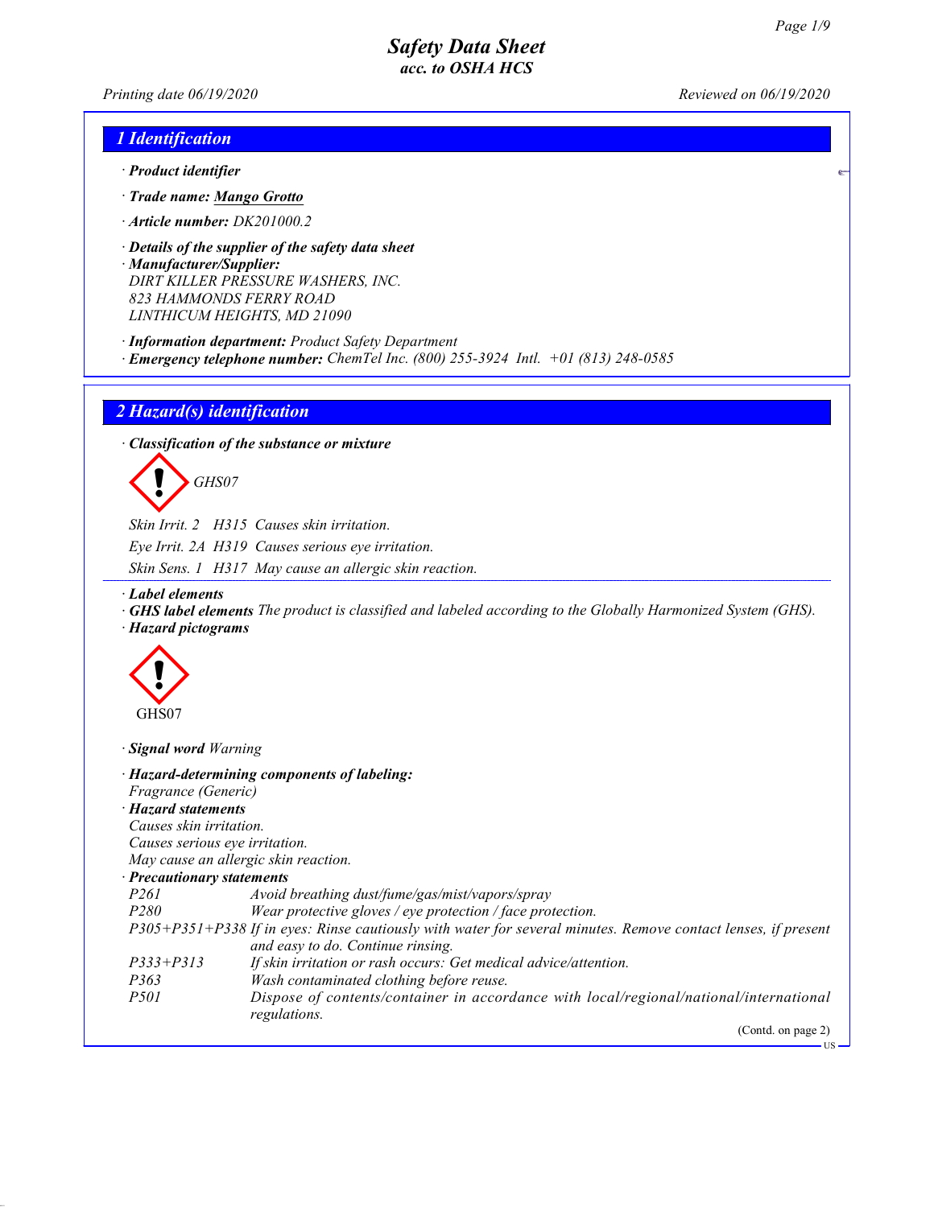# Safety Data Sheet
## acc. to OSHA HCS

Printing date 06/19/2020 Reviewed on 06/19/2020

## 1 Identification

· **Product identifier**

· **Trade name:** Mango Grotto

· **Article number:** DK201000.2

· **Details of the supplier of the safety data sheet**
· **Manufacturer/Supplier:**
DIRT KILLER PRESSURE WASHERS, INC.
823 HAMMONDS FERRY ROAD
LINTHICUM HEIGHTS, MD 21090

· **Information department:** Product Safety Department
· **Emergency telephone number:** ChemTel Inc. (800) 255-3924 Intl. +01 (813) 248-0585

## 2 Hazard(s) identification

· **Classification of the substance or mixture**

GHS07

Skin Irrit. 2 H315 Causes skin irritation.

Eye Irrit. 2A H319 Causes serious eye irritation.

Skin Sens. 1 H317 May cause an allergic skin reaction.

· **Label elements**
· **GHS label elements** The product is classified and labeled according to the Globally Harmonized System (GHS).
· **Hazard pictograms**

GHS07

· **Signal word** Warning

· **Hazard-determining components of labeling:**
Fragrance (Generic)
· **Hazard statements**
Causes skin irritation.
Causes serious eye irritation.
May cause an allergic skin reaction.
· **Precautionary statements**

| | |
|---|---|
| P261 | Avoid breathing dust/fume/gas/mist/vapors/spray |
| P280 | Wear protective gloves / eye protection / face protection. |
| P305+P351+P338 | If in eyes: Rinse cautiously with water for several minutes. Remove contact lenses, if present and easy to do. Continue rinsing. |
| P333+P313 | If skin irritation or rash occurs: Get medical advice/attention. |
| P363 | Wash contaminated clothing before reuse. |
| P501 | Dispose of contents/container in accordance with local/regional/national/international regulations. |

(Contd. on page 2)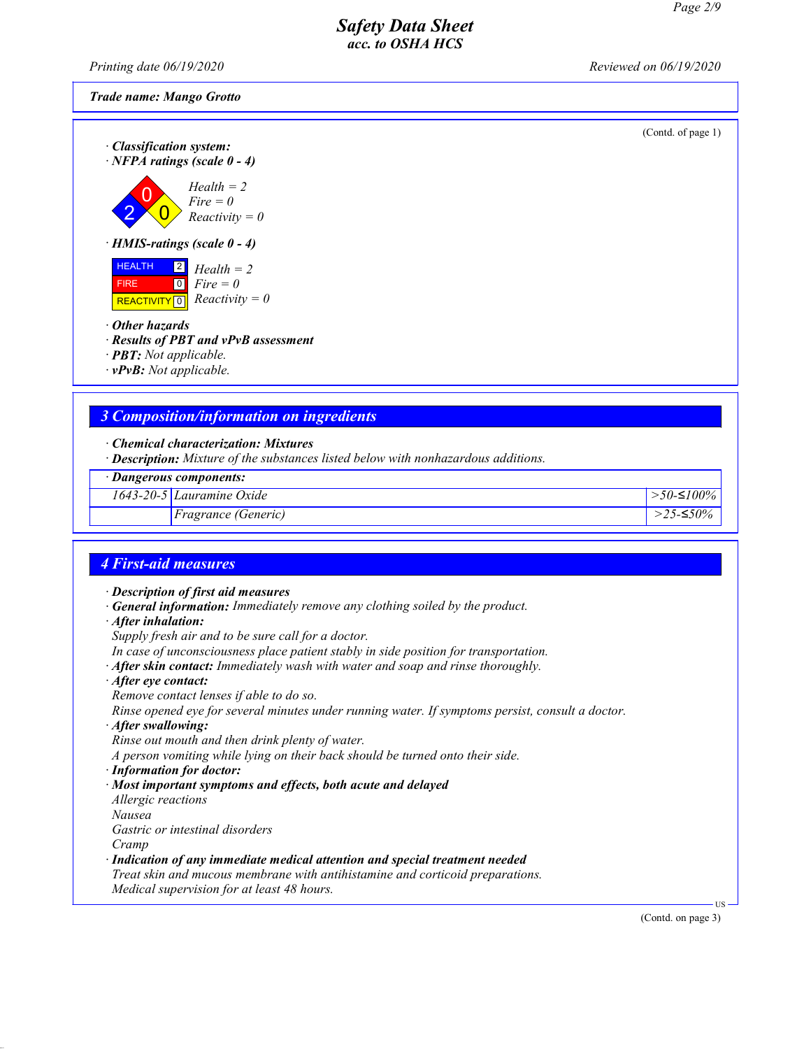Trade name: Mango Grotto

(Contd. of page 1)

· **Classification system:**
· **NFPA ratings (scale 0 - 4)**

Health = 2
Fire = 0
Reactivity = 0

· **HMIS-ratings (scale 0 - 4)**

HEALTH 2 Health = 2
FIRE 0 Fire = 0
REACTIVITY 0 Reactivity = 0

· **Other hazards**
· **Results of PBT and vPvB assessment**
· **PBT:** Not applicable.
· **vPvB:** Not applicable.

## 3 Composition/information on ingredients

· **Chemical characterization: Mixtures**
· **Description:** Mixture of the substances listed below with nonhazardous additions.

| · Dangerous components: | | |
|---|---|---|
| 1643-20-5 | Lauramine Oxide | >50-≤100% |
| | Fragrance (Generic) | >25-≤50% |

## 4 First-aid measures

· **Description of first aid measures**
· **General information:** Immediately remove any clothing soiled by the product.
· **After inhalation:**
Supply fresh air and to be sure call for a doctor.
In case of unconsciousness place patient stably in side position for transportation.
· **After skin contact:** Immediately wash with water and soap and rinse thoroughly.
· **After eye contact:**
Remove contact lenses if able to do so.
Rinse opened eye for several minutes under running water. If symptoms persist, consult a doctor.
· **After swallowing:**
Rinse out mouth and then drink plenty of water.
A person vomiting while lying on their back should be turned onto their side.
· **Information for doctor:**
· **Most important symptoms and effects, both acute and delayed**
Allergic reactions
Nausea
Gastric or intestinal disorders
Cramp
· **Indication of any immediate medical attention and special treatment needed**
Treat skin and mucous membrane with antihistamine and corticoid preparations.
Medical supervision for at least 48 hours.

(Contd. on page 3)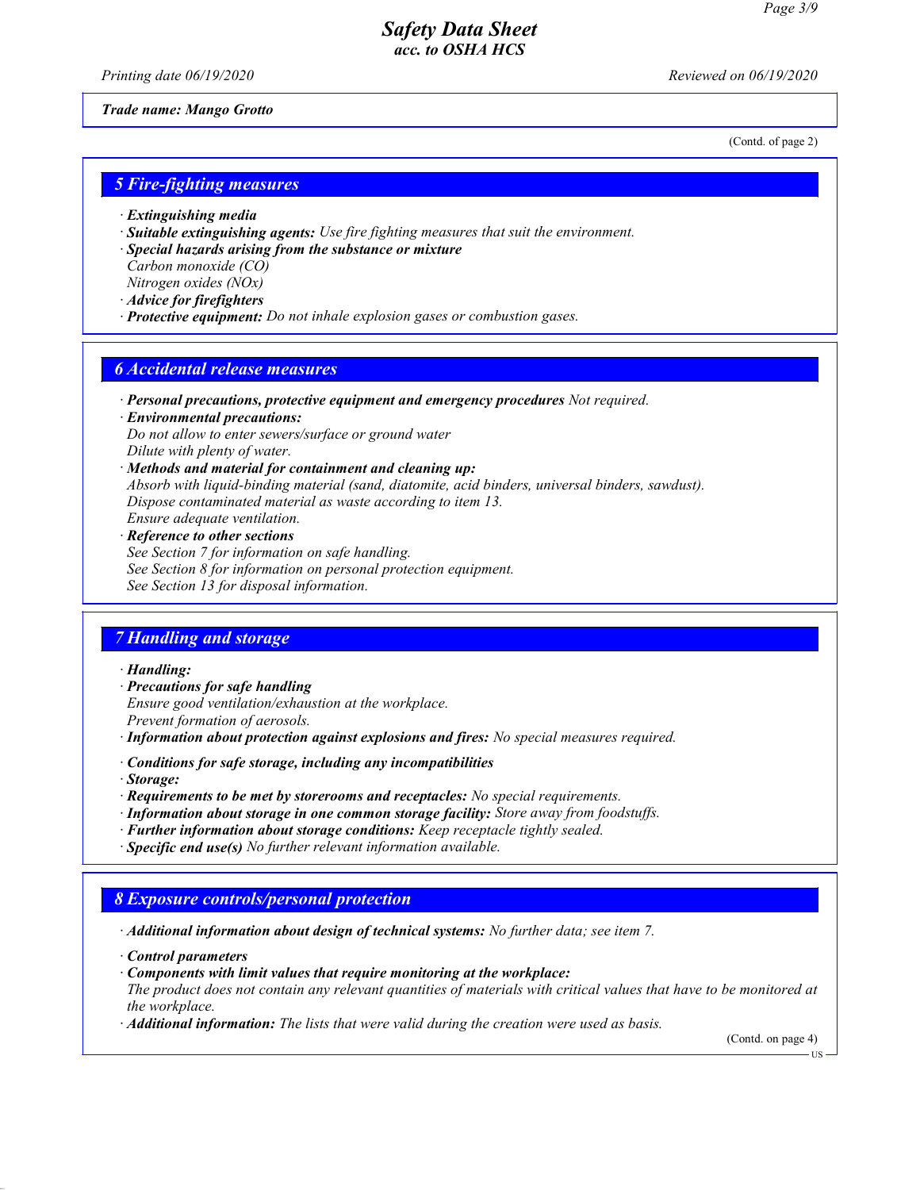Trade name: Mango Grotto

(Contd. of page 2)

## 5 Fire-fighting measures

· **Extinguishing media**
· **Suitable extinguishing agents:** *Use fire fighting measures that suit the environment.*
· **Special hazards arising from the substance or mixture**
*Carbon monoxide (CO)*
*Nitrogen oxides (NOx)*
· **Advice for firefighters**
· **Protective equipment:** *Do not inhale explosion gases or combustion gases.*

## 6 Accidental release measures

· **Personal precautions, protective equipment and emergency procedures** *Not required.*
· **Environmental precautions:**
*Do not allow to enter sewers/surface or ground water*
*Dilute with plenty of water.*
· **Methods and material for containment and cleaning up:**
*Absorb with liquid-binding material (sand, diatomite, acid binders, universal binders, sawdust).*
*Dispose contaminated material as waste according to item 13.*
*Ensure adequate ventilation.*
· **Reference to other sections**
*See Section 7 for information on safe handling.*
*See Section 8 for information on personal protection equipment.*
*See Section 13 for disposal information.*

## 7 Handling and storage

· **Handling:**
· **Precautions for safe handling**
*Ensure good ventilation/exhaustion at the workplace.*
*Prevent formation of aerosols.*
· **Information about protection against explosions and fires:** *No special measures required.*

· **Conditions for safe storage, including any incompatibilities**
· **Storage:**
· **Requirements to be met by storerooms and receptacles:** *No special requirements.*
· **Information about storage in one common storage facility:** *Store away from foodstuffs.*
· **Further information about storage conditions:** *Keep receptacle tightly sealed.*
· **Specific end use(s)** *No further relevant information available.*

## 8 Exposure controls/personal protection

· **Additional information about design of technical systems:** *No further data; see item 7.*

· **Control parameters**
· **Components with limit values that require monitoring at the workplace:**
*The product does not contain any relevant quantities of materials with critical values that have to be monitored at the workplace.*
· **Additional information:** *The lists that were valid during the creation were used as basis.*

(Contd. on page 4)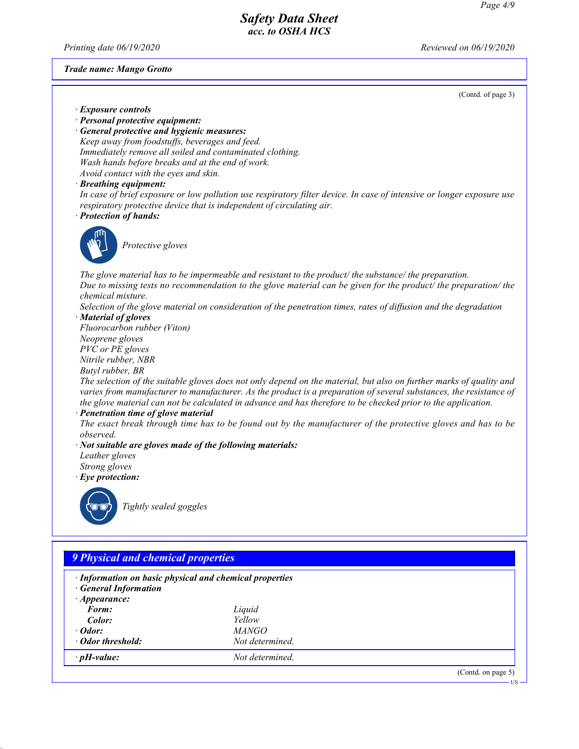Trade name: Mango Grotto

(Contd. of page 3)

· **Exposure controls**
· **Personal protective equipment:**
· **General protective and hygienic measures:**
Keep away from foodstuffs, beverages and feed.
Immediately remove all soiled and contaminated clothing.
Wash hands before breaks and at the end of work.
Avoid contact with the eyes and skin.
· **Breathing equipment:**
In case of brief exposure or low pollution use respiratory filter device. In case of intensive or longer exposure use respiratory protective device that is independent of circulating air.
· **Protection of hands:**

Protective gloves

The glove material has to be impermeable and resistant to the product/ the substance/ the preparation.
Due to missing tests no recommendation to the glove material can be given for the product/ the preparation/ the chemical mixture.
Selection of the glove material on consideration of the penetration times, rates of diffusion and the degradation
· **Material of gloves**
Fluorocarbon rubber (Viton)
Neoprene gloves
PVC or PE gloves
Nitrile rubber, NBR
Butyl rubber, BR
The selection of the suitable gloves does not only depend on the material, but also on further marks of quality and varies from manufacturer to manufacturer. As the product is a preparation of several substances, the resistance of the glove material can not be calculated in advance and has therefore to be checked prior to the application.
· **Penetration time of glove material**
The exact break through time has to be found out by the manufacturer of the protective gloves and has to be observed.
· **Not suitable are gloves made of the following materials:**
Leather gloves
Strong gloves
· **Eye protection:**

Tightly sealed goggles

## 9 Physical and chemical properties

· **Information on basic physical and chemical properties**
· **General Information**
· **Appearance:**

| | |
|---|---|
| **Form:** | Liquid |
| **Color:** | Yellow |
| · **Odor:** | MANGO |
| · **Odor threshold:** | Not determined. |
| · **pH-value:** | Not determined. |

(Contd. on page 5)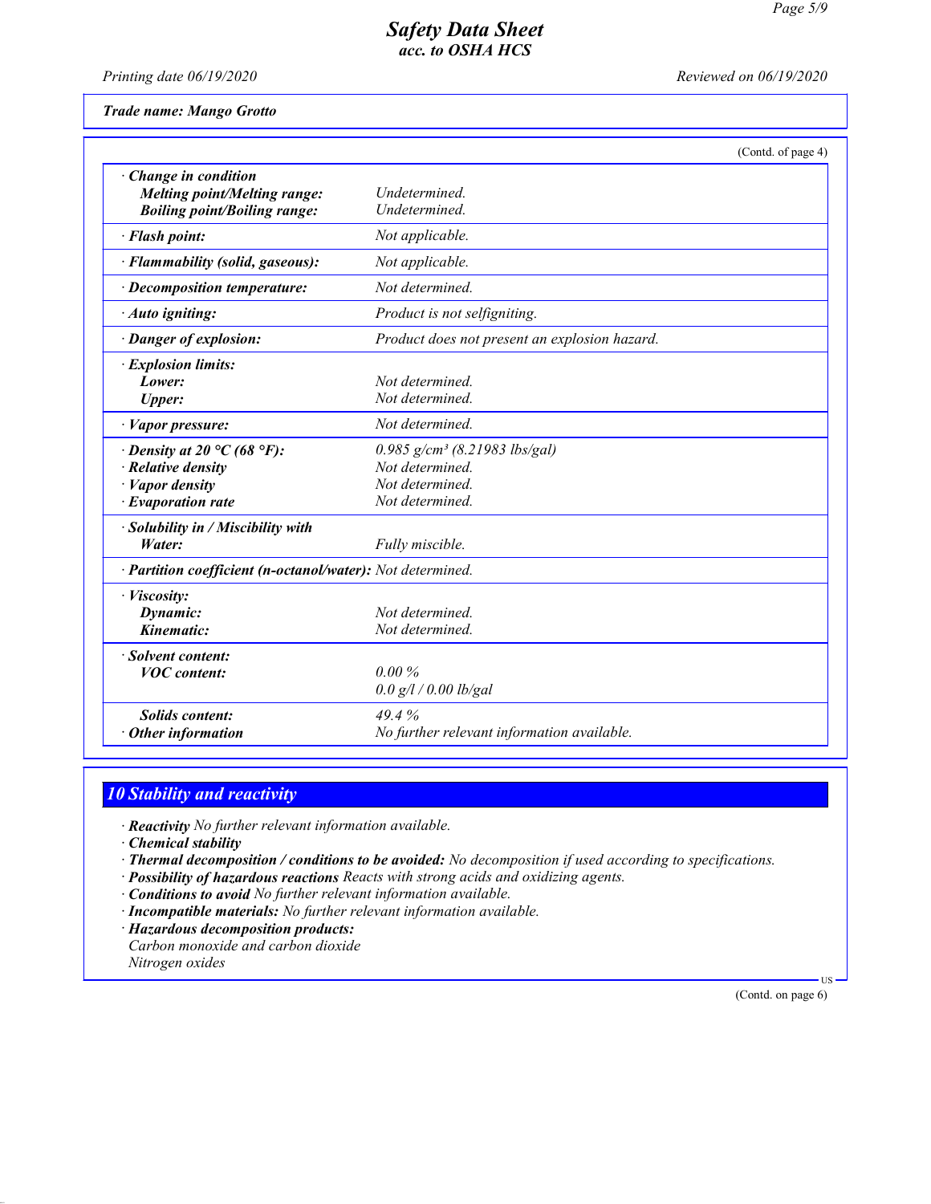*Safety Data Sheet*
*acc. to OSHA HCS*

*Printing date 06/19/2020* *Reviewed on 06/19/2020*

***Trade name: Mango Grotto***

(Contd. of page 4)

| | |
|---|---|
| **· Change in condition** | |
| **Melting point/Melting range:** | *Undetermined.* |
| **Boiling point/Boiling range:** | *Undetermined.* |
| **· Flash point:** | *Not applicable.* |
| **· Flammability (solid, gaseous):** | *Not applicable.* |
| **· Decomposition temperature:** | *Not determined.* |
| **· Auto igniting:** | *Product is not selfigniting.* |
| **· Danger of explosion:** | *Product does not present an explosion hazard.* |
| **· Explosion limits:** | |
| **Lower:** | *Not determined.* |
| **Upper:** | *Not determined.* |
| **· Vapor pressure:** | *Not determined.* |
| **· Density at 20 °C (68 °F):** | *0.985 g/cm³ (8.21983 lbs/gal)* |
| **· Relative density** | *Not determined.* |
| **· Vapor density** | *Not determined.* |
| **· Evaporation rate** | *Not determined.* |
| **· Solubility in / Miscibility with** | |
| **Water:** | *Fully miscible.* |
| **· Partition coefficient (n-octanol/water):** | *Not determined.* |
| **· Viscosity:** | |
| **Dynamic:** | *Not determined.* |
| **Kinematic:** | *Not determined.* |
| **· Solvent content:** | |
| **VOC content:** | *0.00 %* |
| | *0.0 g/l / 0.00 lb/gal* |
| **Solids content:** | *49.4 %* |
| **· Other information** | *No further relevant information available.* |

## *10 Stability and reactivity*

- ***Reactivity*** *No further relevant information available.*
- ***Chemical stability***
- ***Thermal decomposition / conditions to be avoided:*** *No decomposition if used according to specifications.*
- ***Possibility of hazardous reactions*** *Reacts with strong acids and oxidizing agents.*
- ***Conditions to avoid*** *No further relevant information available.*
- ***Incompatible materials:*** *No further relevant information available.*
- ***Hazardous decomposition products:***
  *Carbon monoxide and carbon dioxide*
  *Nitrogen oxides*

(Contd. on page 6)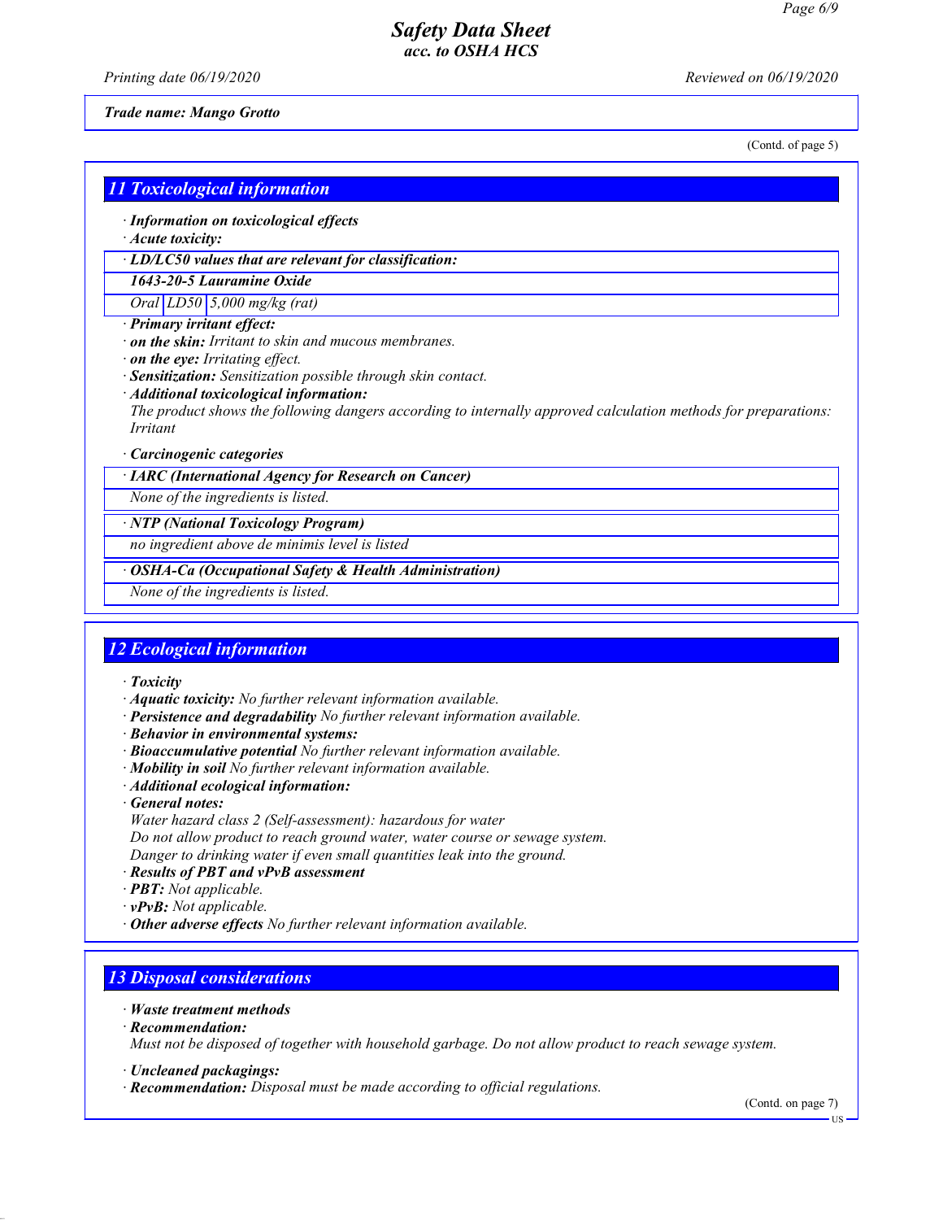*Trade name: Mango Grotto*

(Contd. of page 5)

## 11 Toxicological information

· **Information on toxicological effects**
· **Acute toxicity:**

| · LD/LC50 values that are relevant for classification: | | |
|---|---|---|
| **1643-20-5 Lauramine Oxide** | | |
| Oral | LD50 | 5,000 mg/kg (rat) |

· **Primary irritant effect:**
· **on the skin:** Irritant to skin and mucous membranes.
· **on the eye:** Irritating effect.
· **Sensitization:** Sensitization possible through skin contact.
· **Additional toxicological information:**
The product shows the following dangers according to internally approved calculation methods for preparations: Irritant

· **Carcinogenic categories**

| · IARC (International Agency for Research on Cancer) |
|---|
| None of the ingredients is listed. |

| · NTP (National Toxicology Program) |
|---|
| no ingredient above de minimis level is listed |

| · OSHA-Ca (Occupational Safety & Health Administration) |
|---|
| None of the ingredients is listed. |

## 12 Ecological information

· **Toxicity**
· **Aquatic toxicity:** No further relevant information available.
· **Persistence and degradability** No further relevant information available.
· **Behavior in environmental systems:**
· **Bioaccumulative potential** No further relevant information available.
· **Mobility in soil** No further relevant information available.
· **Additional ecological information:**
· **General notes:**
Water hazard class 2 (Self-assessment): hazardous for water
Do not allow product to reach ground water, water course or sewage system.
Danger to drinking water if even small quantities leak into the ground.
· **Results of PBT and vPvB assessment**
· **PBT:** Not applicable.
· **vPvB:** Not applicable.
· **Other adverse effects** No further relevant information available.

## 13 Disposal considerations

· **Waste treatment methods**
· **Recommendation:**
Must not be disposed of together with household garbage. Do not allow product to reach sewage system.

· **Uncleaned packagings:**
· **Recommendation:** Disposal must be made according to official regulations.

(Contd. on page 7)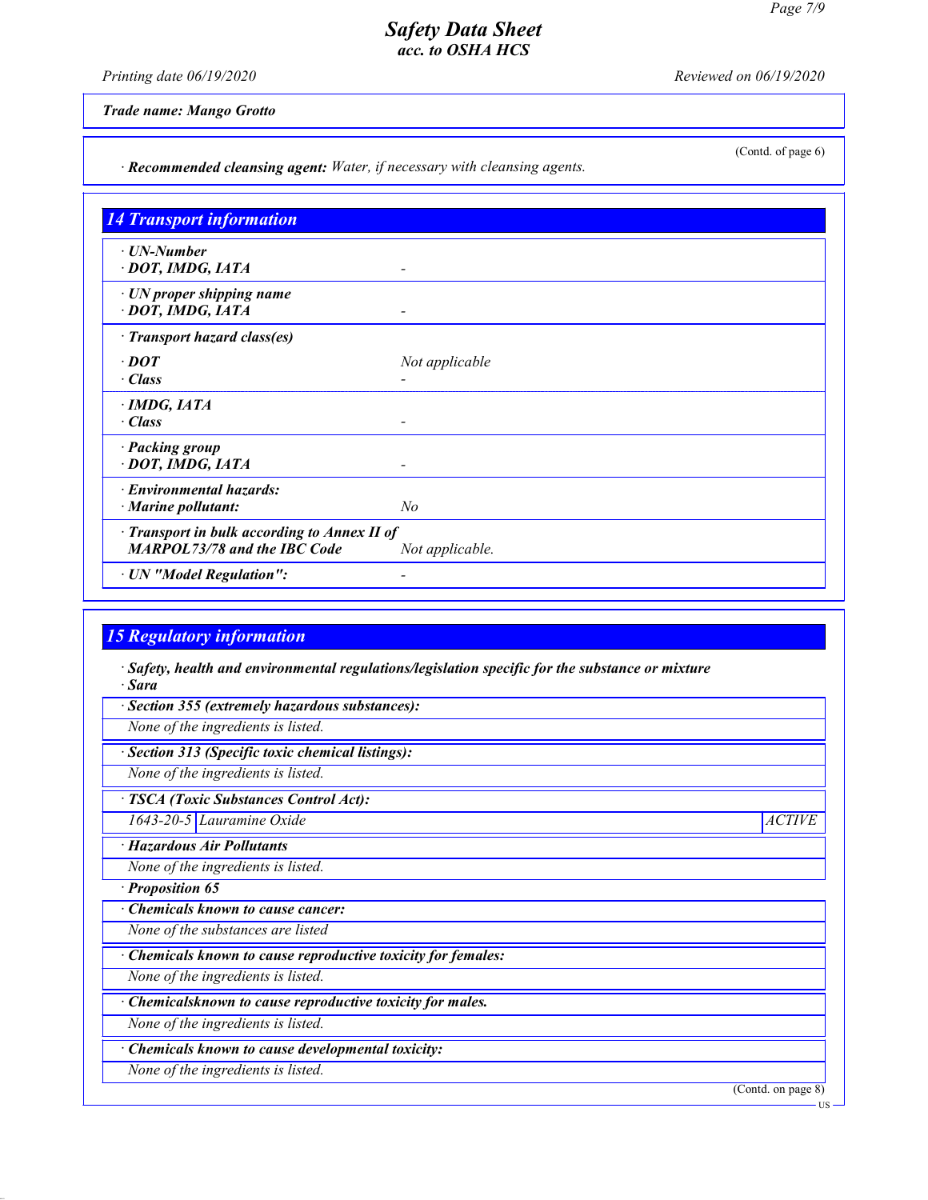**Trade name: Mango Grotto**

(Contd. of page 6)

· **Recommended cleansing agent:** *Water, if necessary with cleansing agents.*

## 14 Transport information

| | |
|---|---|
| · **UN-Number**<br>· **DOT, IMDG, IATA** | - |
| · **UN proper shipping name**<br>· **DOT, IMDG, IATA** | - |
| · **Transport hazard class(es)** | |
| · **DOT**<br>· **Class** | Not applicable<br>- |
| · **IMDG, IATA**<br>· **Class** | - |
| · **Packing group**<br>· **DOT, IMDG, IATA** | - |
| · **Environmental hazards:**<br>· **Marine pollutant:** | No |
| · **Transport in bulk according to Annex II of MARPOL73/78 and the IBC Code** | Not applicable. |
| · **UN "Model Regulation":** | - |

## 15 Regulatory information

· **Safety, health and environmental regulations/legislation specific for the substance or mixture**

· **Sara**

· **Section 355 (extremely hazardous substances):**

*None of the ingredients is listed.*

· **Section 313 (Specific toxic chemical listings):**

*None of the ingredients is listed.*

· **TSCA (Toxic Substances Control Act):**

| | | |
|---|---|---|
| 1643-20-5 | Lauramine Oxide | ACTIVE |

· **Hazardous Air Pollutants**

*None of the ingredients is listed.*

· **Proposition 65**

· **Chemicals known to cause cancer:**

*None of the substances are listed*

· **Chemicals known to cause reproductive toxicity for females:**

*None of the ingredients is listed.*

· **Chemicalsknown to cause reproductive toxicity for males.**

*None of the ingredients is listed.*

· **Chemicals known to cause developmental toxicity:**

*None of the ingredients is listed.*

(Contd. on page 8)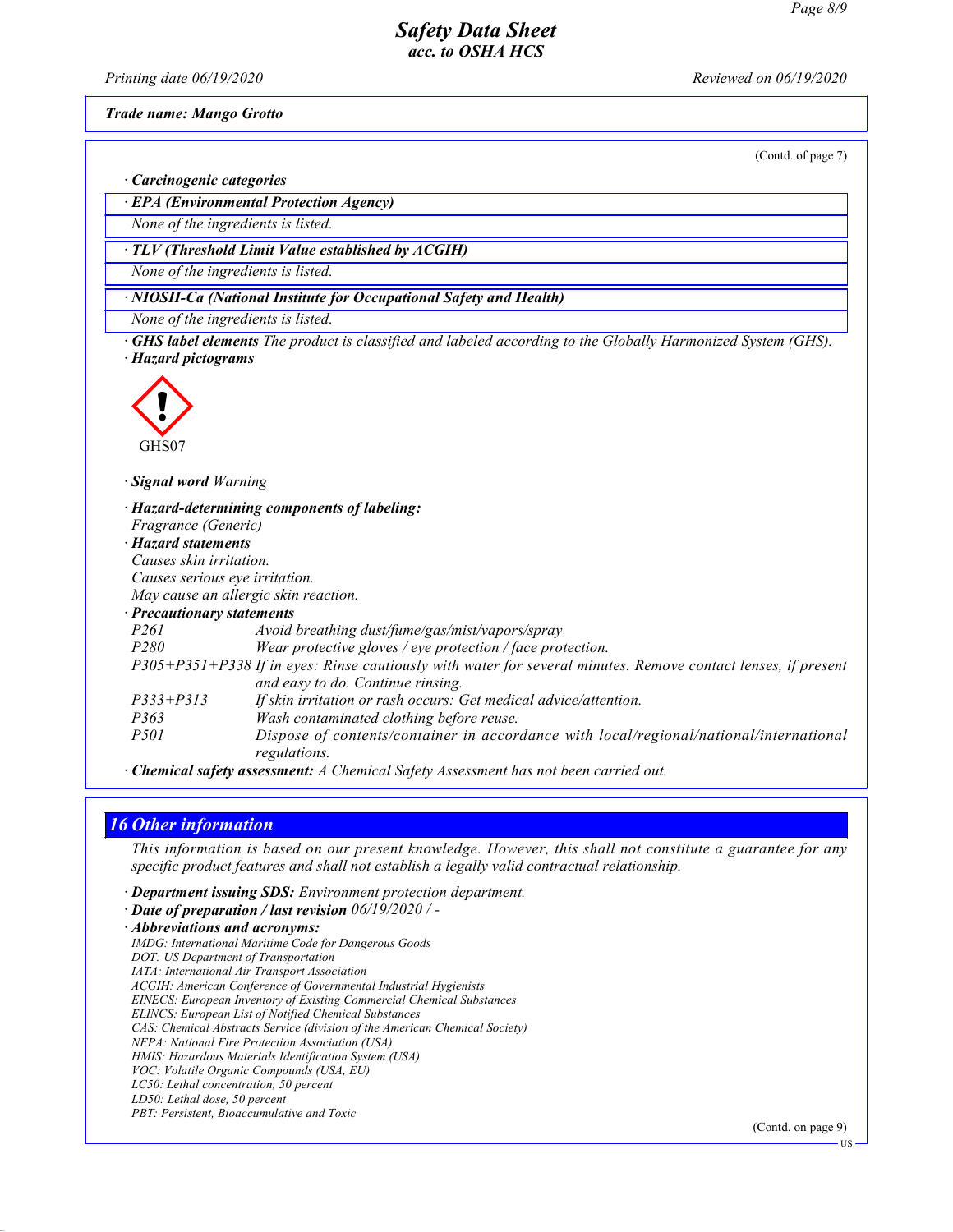**Trade name: Mango Grotto**

(Contd. of page 7)

· **Carcinogenic categories**

· **EPA (Environmental Protection Agency)**

None of the ingredients is listed.

· **TLV (Threshold Limit Value established by ACGIH)**

None of the ingredients is listed.

· **NIOSH-Ca (National Institute for Occupational Safety and Health)**

None of the ingredients is listed.

· **GHS label elements** The product is classified and labeled according to the Globally Harmonized System (GHS).

· **Hazard pictograms**

GHS07

· **Signal word** Warning

· **Hazard-determining components of labeling:**

Fragrance (Generic)

· **Hazard statements**

Causes skin irritation.

Causes serious eye irritation.

May cause an allergic skin reaction.

· **Precautionary statements**

| | |
|---|---|
| P261 | Avoid breathing dust/fume/gas/mist/vapors/spray |
| P280 | Wear protective gloves / eye protection / face protection. |
| P305+P351+P338 | If in eyes: Rinse cautiously with water for several minutes. Remove contact lenses, if present and easy to do. Continue rinsing. |
| P333+P313 | If skin irritation or rash occurs: Get medical advice/attention. |
| P363 | Wash contaminated clothing before reuse. |
| P501 | Dispose of contents/container in accordance with local/regional/national/international regulations. |

· **Chemical safety assessment:** A Chemical Safety Assessment has not been carried out.

## 16 Other information

This information is based on our present knowledge. However, this shall not constitute a guarantee for any specific product features and shall not establish a legally valid contractual relationship.

· **Department issuing SDS:** Environment protection department.

· **Date of preparation / last revision** 06/19/2020 / -

· **Abbreviations and acronyms:**

IMDG: International Maritime Code for Dangerous Goods
DOT: US Department of Transportation
IATA: International Air Transport Association
ACGIH: American Conference of Governmental Industrial Hygienists
EINECS: European Inventory of Existing Commercial Chemical Substances
ELINCS: European List of Notified Chemical Substances
CAS: Chemical Abstracts Service (division of the American Chemical Society)
NFPA: National Fire Protection Association (USA)
HMIS: Hazardous Materials Identification System (USA)
VOC: Volatile Organic Compounds (USA, EU)
LC50: Lethal concentration, 50 percent
LD50: Lethal dose, 50 percent
PBT: Persistent, Bioaccumulative and Toxic

(Contd. on page 9)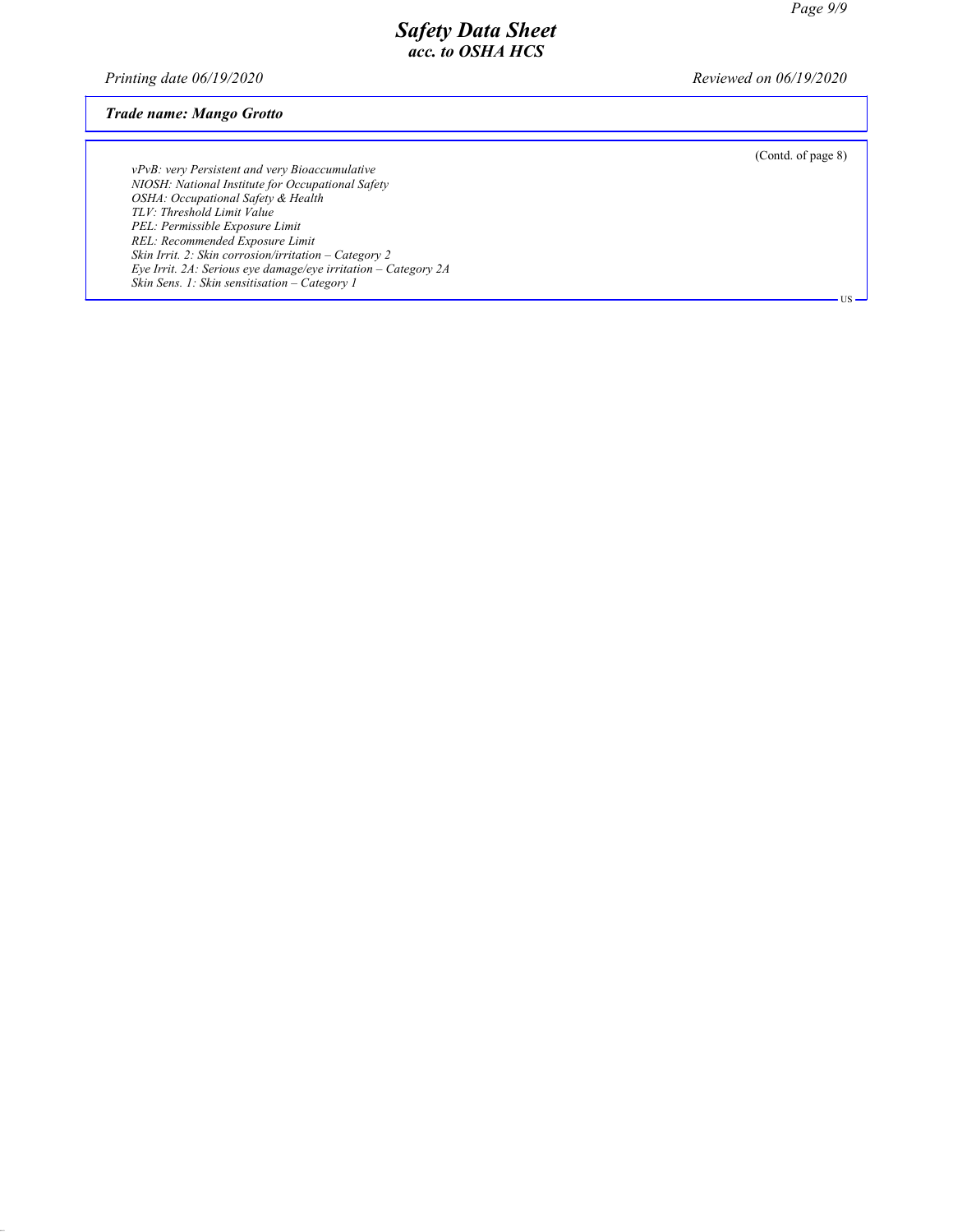(Contd. of page 8)

*vPvB: very Persistent and very Bioaccumulative*
*NIOSH: National Institute for Occupational Safety*
*OSHA: Occupational Safety & Health*
*TLV: Threshold Limit Value*
*PEL: Permissible Exposure Limit*
*REL: Recommended Exposure Limit*
*Skin Irrit. 2: Skin corrosion/irritation – Category 2*
*Eye Irrit. 2A: Serious eye damage/eye irritation – Category 2A*
*Skin Sens. 1: Skin sensitisation – Category 1*